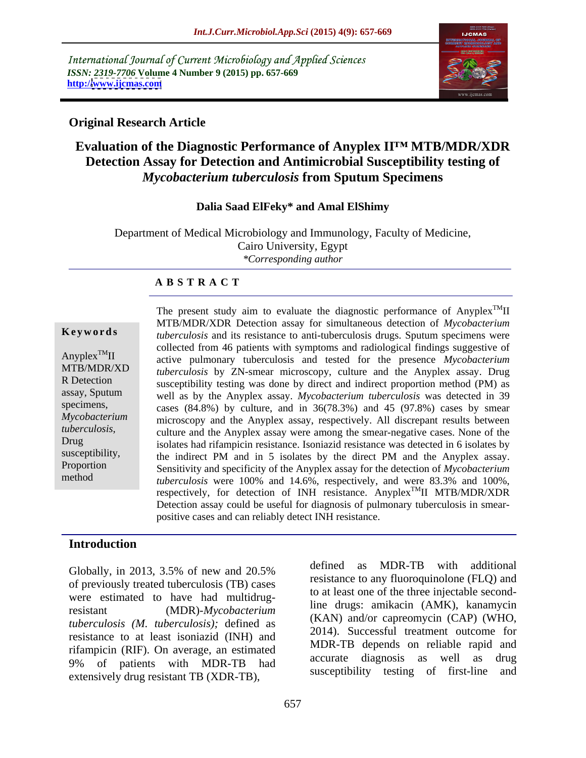International Journal of Current Microbiology and Applied Sciences
*ISSN: 2319-7706* **Volume 4 Number 9 (2015) pp. 657-669**
**http://www.ijcmas.com**

**Original Research Article**

# Evaluation of the Diagnostic Performance of Anyplex II™ MTB/MDR/XDR Detection Assay for Detection and Antimicrobial Susceptibility testing of *Mycobacterium tuberculosis* from Sputum Specimens

**Dalia Saad ElFeky\* and Amal ElShimy**

Department of Medical Microbiology and Immunology, Faculty of Medicine, Cairo University, Egypt
*\*Corresponding author*

## A B S T R A C T

**Keywords**

Anyplex$^{TM}$II MTB/MDR/XD R Detection assay, Sputum specimens, *Mycobacterium tuberculosis,* Drug susceptibility, Proportion method

The present study aim to evaluate the diagnostic performance of Anyplex$^{TM}$II MTB/MDR/XDR Detection assay for simultaneous detection of *Mycobacterium tuberculosis* and its resistance to anti-tuberculosis drugs. Sputum specimens were collected from 46 patients with symptoms and radiological findings suggestive of active pulmonary tuberculosis and tested for the presence *Mycobacterium tuberculosis* by ZN-smear microscopy, culture and the Anyplex assay. Drug susceptibility testing was done by direct and indirect proportion method (PM) as well as by the Anyplex assay. *Mycobacterium tuberculosis* was detected in 39 cases (84.8%) by culture, and in 36(78.3%) and 45 (97.8%) cases by smear microscopy and the Anyplex assay, respectively. All discrepant results between culture and the Anyplex assay were among the smear-negative cases. None of the isolates had rifampicin resistance. Isoniazid resistance was detected in 6 isolates by the indirect PM and in 5 isolates by the direct PM and the Anyplex assay. Sensitivity and specificity of the Anyplex assay for the detection of *Mycobacterium tuberculosis* were 100% and 14.6%, respectively, and were 83.3% and 100%, respectively, for detection of INH resistance. Anyplex$^{TM}$II MTB/MDR/XDR Detection assay could be useful for diagnosis of pulmonary tuberculosis in smear-positive cases and can reliably detect INH resistance.

## Introduction

Globally, in 2013, 3.5% of new and 20.5% of previously treated tuberculosis (TB) cases were estimated to have had multidrug-resistant (MDR)-*Mycobacterium tuberculosis (M. tuberculosis);* defined as resistance to at least isoniazid (INH) and rifampicin (RIF). On average, an estimated 9% of patients with MDR-TB had extensively drug resistant TB (XDR-TB), defined as MDR-TB with additional resistance to any fluoroquinolone (FLQ) and to at least one of the three injectable second-line drugs: amikacin (AMK), kanamycin (KAN) and/or capreomycin (CAP) (WHO, 2014). Successful treatment outcome for MDR-TB depends on reliable rapid and accurate diagnosis as well as drug susceptibility testing of first-line and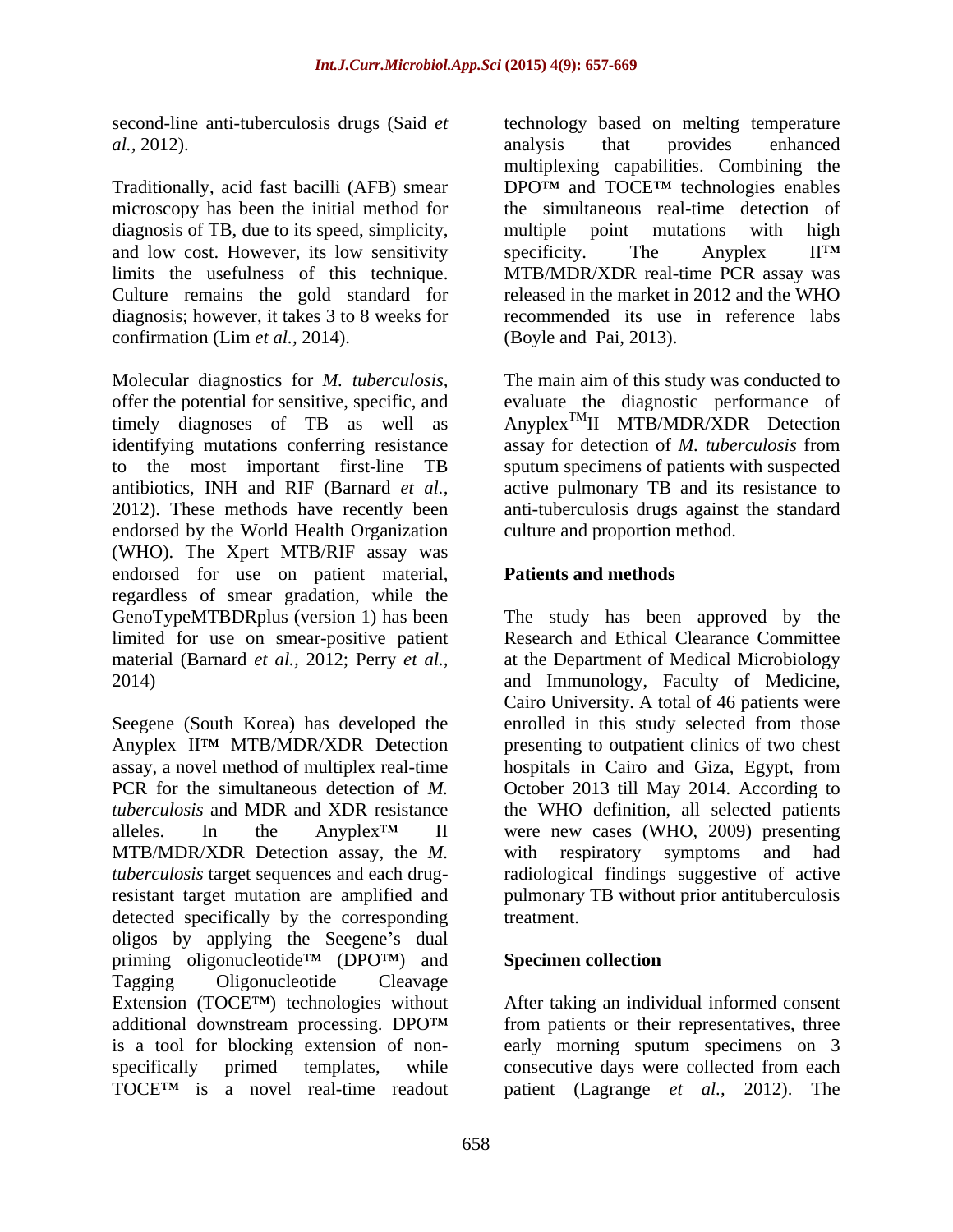second-line anti-tuberculosis drugs (Said *et al.,* 2012).

Traditionally, acid fast bacilli (AFB) smear microscopy has been the initial method for diagnosis of TB, due to its speed, simplicity, and low cost. However, its low sensitivity limits the usefulness of this technique. Culture remains the gold standard for diagnosis; however, it takes 3 to 8 weeks for confirmation (Lim *et al.,* 2014).

Molecular diagnostics for *M. tuberculosis,* offer the potential for sensitive, specific, and timely diagnoses of TB as well as identifying mutations conferring resistance to the most important first-line TB antibiotics, INH and RIF (Barnard *et al.,* 2012). These methods have recently been endorsed by the World Health Organization (WHO). The Xpert MTB/RIF assay was endorsed for use on patient material, regardless of smear gradation, while the GenoTypeMTBDRplus (version 1) has been limited for use on smear-positive patient material (Barnard *et al.,* 2012; Perry *et al.,* 2014)

Seegene (South Korea) has developed the Anyplex II™ MTB/MDR/XDR Detection assay, a novel method of multiplex real-time PCR for the simultaneous detection of *M. tuberculosis* and MDR and XDR resistance alleles. In the Anyplex™ II MTB/MDR/XDR Detection assay, the *M. tuberculosis* target sequences and each drug-resistant target mutation are amplified and detected specifically by the corresponding oligos by applying the Seegene's dual priming oligonucleotide™ (DPO™) and Tagging Oligonucleotide Cleavage Extension (TOCE™) technologies without additional downstream processing. DPO™ is a tool for blocking extension of non-specifically primed templates, while TOCE™ is a novel real-time readout technology based on melting temperature analysis that provides enhanced multiplexing capabilities. Combining the DPO™ and TOCE™ technologies enables the simultaneous real-time detection of multiple point mutations with high specificity. The Anyplex II™ MTB/MDR/XDR real-time PCR assay was released in the market in 2012 and the WHO recommended its use in reference labs (Boyle and Pai, 2013).

The main aim of this study was conducted to evaluate the diagnostic performance of Anyplex™II MTB/MDR/XDR Detection assay for detection of *M. tuberculosis* from sputum specimens of patients with suspected active pulmonary TB and its resistance to anti-tuberculosis drugs against the standard culture and proportion method.

## Patients and methods

The study has been approved by the Research and Ethical Clearance Committee at the Department of Medical Microbiology and Immunology, Faculty of Medicine, Cairo University. A total of 46 patients were enrolled in this study selected from those presenting to outpatient clinics of two chest hospitals in Cairo and Giza, Egypt, from October 2013 till May 2014. According to the WHO definition, all selected patients were new cases (WHO, 2009) presenting with respiratory symptoms and had radiological findings suggestive of active pulmonary TB without prior antituberculosis treatment.

## Specimen collection

After taking an individual informed consent from patients or their representatives, three early morning sputum specimens on 3 consecutive days were collected from each patient (Lagrange *et al.,* 2012). The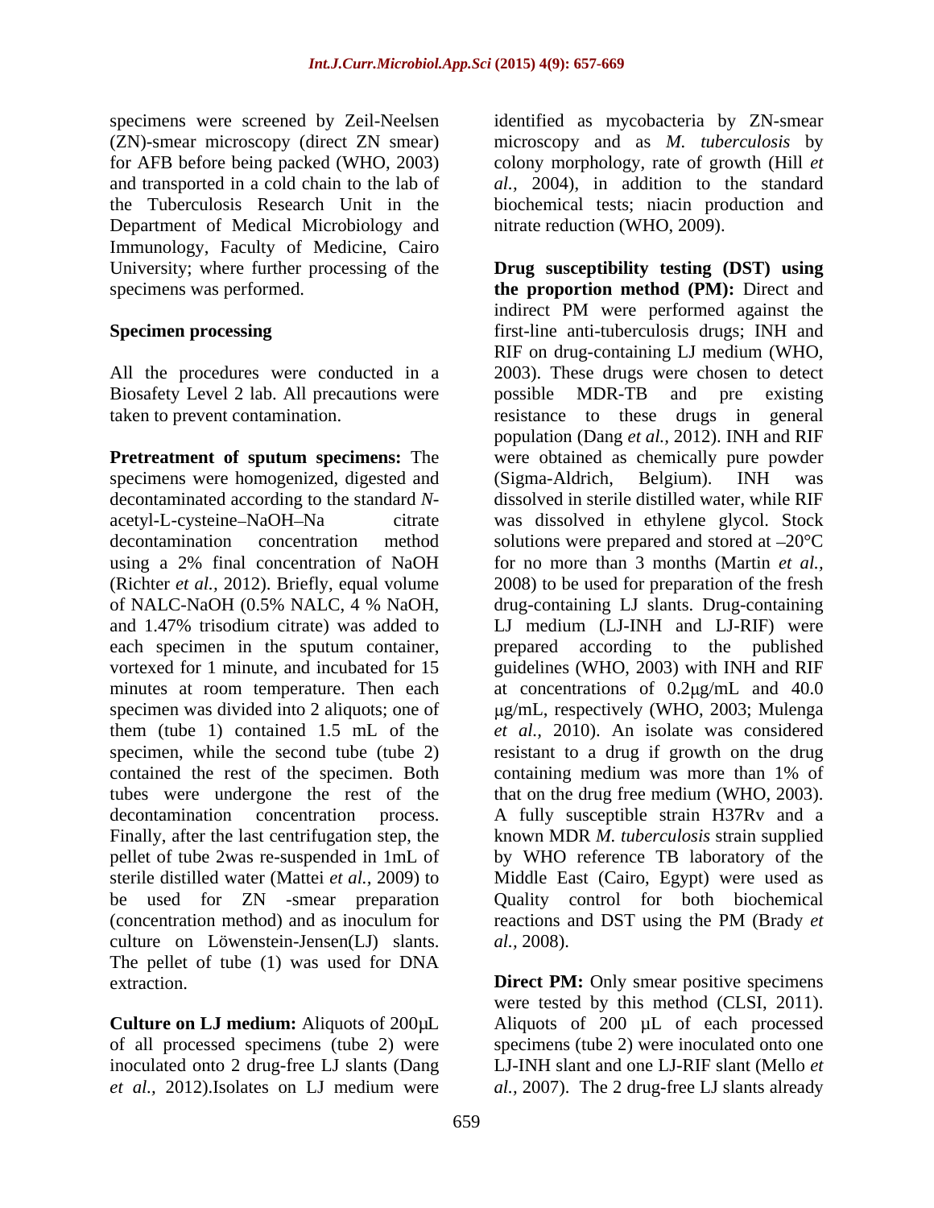specimens were screened by Zeil-Neelsen (ZN)-smear microscopy (direct ZN smear) for AFB before being packed (WHO, 2003) and transported in a cold chain to the lab of the Tuberculosis Research Unit in the Department of Medical Microbiology and Immunology, Faculty of Medicine, Cairo University; where further processing of the specimens was performed.

## Specimen processing

All the procedures were conducted in a Biosafety Level 2 lab. All precautions were taken to prevent contamination.

**Pretreatment of sputum specimens:** The specimens were homogenized, digested and decontaminated according to the standard *N*-acetyl-L-cysteine–NaOH–Na citrate decontamination concentration method using a 2% final concentration of NaOH (Richter *et al.,* 2012). Briefly, equal volume of NALC-NaOH (0.5% NALC, 4 % NaOH, and 1.47% trisodium citrate) was added to each specimen in the sputum container, vortexed for 1 minute, and incubated for 15 minutes at room temperature. Then each specimen was divided into 2 aliquots; one of them (tube 1) contained 1.5 mL of the specimen, while the second tube (tube 2) contained the rest of the specimen. Both tubes were undergone the rest of the decontamination concentration process. Finally, after the last centrifugation step, the pellet of tube 2was re-suspended in 1mL of sterile distilled water (Mattei *et al.,* 2009) to be used for ZN -smear preparation (concentration method) and as inoculum for culture on Löwenstein-Jensen(LJ) slants. The pellet of tube (1) was used for DNA extraction.

**Culture on LJ medium:** Aliquots of 200μL of all processed specimens (tube 2) were inoculated onto 2 drug-free LJ slants (Dang *et al.,* 2012).Isolates on LJ medium were identified as mycobacteria by ZN-smear microscopy and as *M. tuberculosis* by colony morphology, rate of growth (Hill *et al.,* 2004), in addition to the standard biochemical tests; niacin production and nitrate reduction (WHO, 2009).

**Drug susceptibility testing (DST) using the proportion method (PM):** Direct and indirect PM were performed against the first-line anti-tuberculosis drugs; INH and RIF on drug-containing LJ medium (WHO, 2003). These drugs were chosen to detect possible MDR-TB and pre existing resistance to these drugs in general population (Dang *et al.,* 2012). INH and RIF were obtained as chemically pure powder (Sigma-Aldrich, Belgium). INH was dissolved in sterile distilled water, while RIF was dissolved in ethylene glycol. Stock solutions were prepared and stored at –20°C for no more than 3 months (Martin *et al.,* 2008) to be used for preparation of the fresh drug-containing LJ slants. Drug-containing LJ medium (LJ-INH and LJ-RIF) were prepared according to the published guidelines (WHO, 2003) with INH and RIF at concentrations of 0.2μg/mL and 40.0 μg/mL, respectively (WHO, 2003; Mulenga *et al.,* 2010). An isolate was considered resistant to a drug if growth on the drug containing medium was more than 1% of that on the drug free medium (WHO, 2003). A fully susceptible strain H37Rv and a known MDR *M. tuberculosis* strain supplied by WHO reference TB laboratory of the Middle East (Cairo, Egypt) were used as Quality control for both biochemical reactions and DST using the PM (Brady *et al.,* 2008).

**Direct PM:** Only smear positive specimens were tested by this method (CLSI, 2011). Aliquots of 200 μL of each processed specimens (tube 2) were inoculated onto one LJ-INH slant and one LJ-RIF slant (Mello *et al.,* 2007). The 2 drug-free LJ slants already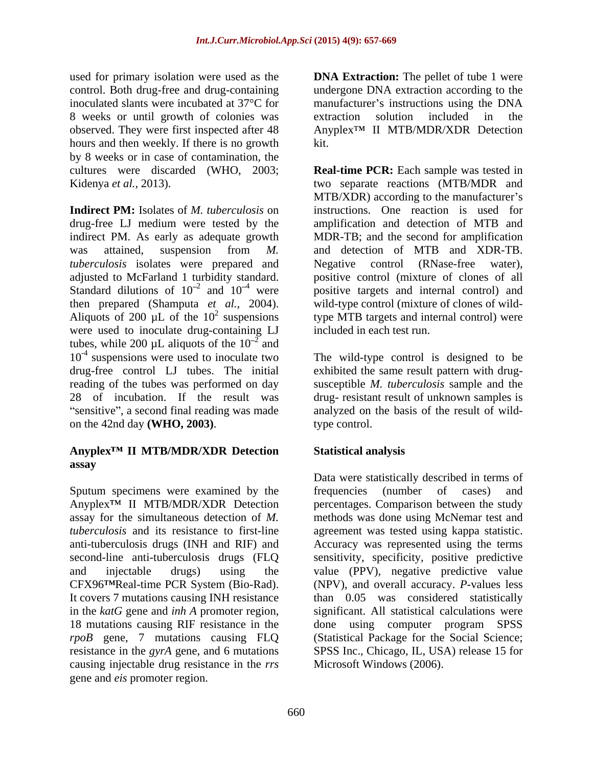used for primary isolation were used as the control. Both drug-free and drug-containing inoculated slants were incubated at 37°C for 8 weeks or until growth of colonies was observed. They were first inspected after 48 hours and then weekly. If there is no growth by 8 weeks or in case of contamination, the cultures were discarded (WHO, 2003; Kidenya *et al.*, 2013).

**Indirect PM:** Isolates of *M. tuberculosis* on drug-free LJ medium were tested by the indirect PM. As early as adequate growth was attained, suspension from *M. tuberculosis* isolates were prepared and adjusted to McFarland 1 turbidity standard. Standard dilutions of $10^{-2}$ and $10^{-4}$ were then prepared (Shamputa *et al.*, 2004). Aliquots of 200 µL of the $10^{2}$ suspensions were used to inoculate drug-containing LJ tubes, while 200 µL aliquots of the $10^{-2}$ and $10^{-4}$ suspensions were used to inoculate two drug-free control LJ tubes. The initial reading of the tubes was performed on day 28 of incubation. If the result was "sensitive", a second final reading was made on the 42nd day **(WHO, 2003)**.

### Anyplex™ II MTB/MDR/XDR Detection assay

Sputum specimens were examined by the Anyplex™ II MTB/MDR/XDR Detection assay for the simultaneous detection of *M. tuberculosis* and its resistance to first-line anti-tuberculosis drugs (INH and RIF) and second-line anti-tuberculosis drugs (FLQ and injectable drugs) using the CFX96™Real-time PCR System (Bio-Rad). It covers 7 mutations causing INH resistance in the *katG* gene and *inh A* promoter region, 18 mutations causing RIF resistance in the *rpoB* gene, 7 mutations causing FLQ resistance in the *gyrA* gene, and 6 mutations causing injectable drug resistance in the *rrs* gene and *eis* promoter region.

**DNA Extraction:** The pellet of tube 1 were undergone DNA extraction according to the manufacturer's instructions using the DNA extraction solution included in the Anyplex™ II MTB/MDR/XDR Detection kit.

**Real-time PCR:** Each sample was tested in two separate reactions (MTB/MDR and MTB/XDR) according to the manufacturer's instructions. One reaction is used for amplification and detection of MTB and MDR-TB; and the second for amplification and detection of MTB and XDR-TB. Negative control (RNase-free water), positive control (mixture of clones of all positive targets and internal control) and wild-type control (mixture of clones of wild-type MTB targets and internal control) were included in each test run.

The wild-type control is designed to be exhibited the same result pattern with drug-susceptible *M. tuberculosis* sample and the drug- resistant result of unknown samples is analyzed on the basis of the result of wild-type control.

### Statistical analysis

Data were statistically described in terms of frequencies (number of cases) and percentages. Comparison between the study methods was done using McNemar test and agreement was tested using kappa statistic. Accuracy was represented using the terms sensitivity, specificity, positive predictive value (PPV), negative predictive value (NPV), and overall accuracy. *P*-values less than 0.05 was considered statistically significant. All statistical calculations were done using computer program SPSS (Statistical Package for the Social Science; SPSS Inc., Chicago, IL, USA) release 15 for Microsoft Windows (2006).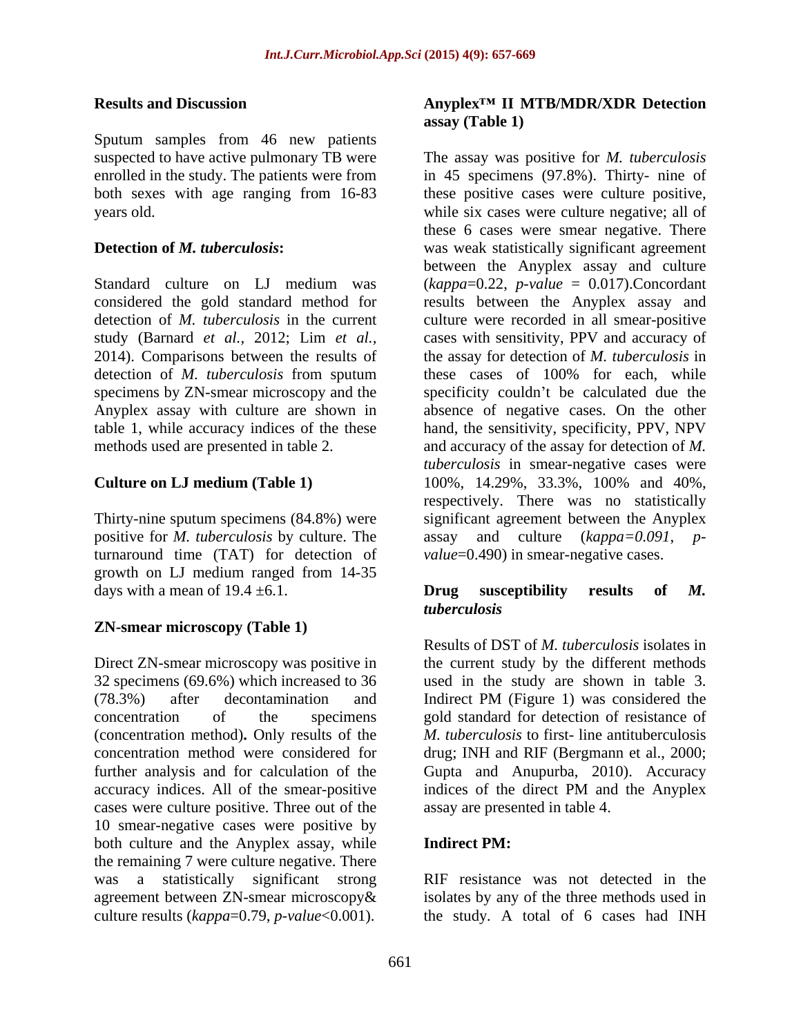## Results and Discussion

Sputum samples from 46 new patients suspected to have active pulmonary TB were enrolled in the study. The patients were from both sexes with age ranging from 16-83 years old.

**Detection of *M. tuberculosis*:**

Standard culture on LJ medium was considered the gold standard method for detection of *M. tuberculosis* in the current study (Barnard *et al.,* 2012; Lim *et al.,* 2014). Comparisons between the results of detection of *M. tuberculosis* from sputum specimens by ZN-smear microscopy and the Anyplex assay with culture are shown in table 1, while accuracy indices of the these methods used are presented in table 2.

**Culture on LJ medium (Table 1)**

Thirty-nine sputum specimens (84.8%) were positive for *M. tuberculosis* by culture. The turnaround time (TAT) for detection of growth on LJ medium ranged from 14-35 days with a mean of 19.4 ±6.1.

**ZN-smear microscopy (Table 1)**

Direct ZN-smear microscopy was positive in 32 specimens (69.6%) which increased to 36 (78.3%) after decontamination and concentration of the specimens (concentration method)**.** Only results of the concentration method were considered for further analysis and for calculation of the accuracy indices. All of the smear-positive cases were culture positive. Three out of the 10 smear-negative cases were positive by both culture and the Anyplex assay, while the remaining 7 were culture negative. There was a statistically significant strong agreement between ZN-smear microscopy& culture results (*kappa*=0.79, *p-value*<0.001).

**Anyplex™ II MTB/MDR/XDR Detection assay (Table 1)**

The assay was positive for *M. tuberculosis* in 45 specimens (97.8%). Thirty- nine of these positive cases were culture positive, while six cases were culture negative; all of these 6 cases were smear negative. There was weak statistically significant agreement between the Anyplex assay and culture (*kappa*=0.22, *p-value* = 0.017).Concordant results between the Anyplex assay and culture were recorded in all smear-positive cases with sensitivity, PPV and accuracy of the assay for detection of *M. tuberculosis* in these cases of 100% for each, while specificity couldn't be calculated due the absence of negative cases. On the other hand, the sensitivity, specificity, PPV, NPV and accuracy of the assay for detection of *M. tuberculosis* in smear-negative cases were 100%, 14.29%, 33.3%, 100% and 40%, respectively. There was no statistically significant agreement between the Anyplex assay and culture (*kappa=0.091, p-value*=0.490) in smear-negative cases.

***Drug susceptibility results of M. tuberculosis***

Results of DST of *M. tuberculosis* isolates in the current study by the different methods used in the study are shown in table 3. Indirect PM (Figure 1) was considered the gold standard for detection of resistance of *M. tuberculosis* to first- line antituberculosis drug; INH and RIF (Bergmann et al., 2000; Gupta and Anupurba, 2010). Accuracy indices of the direct PM and the Anyplex assay are presented in table 4.

**Indirect PM:**

RIF resistance was not detected in the isolates by any of the three methods used in the study. A total of 6 cases had INH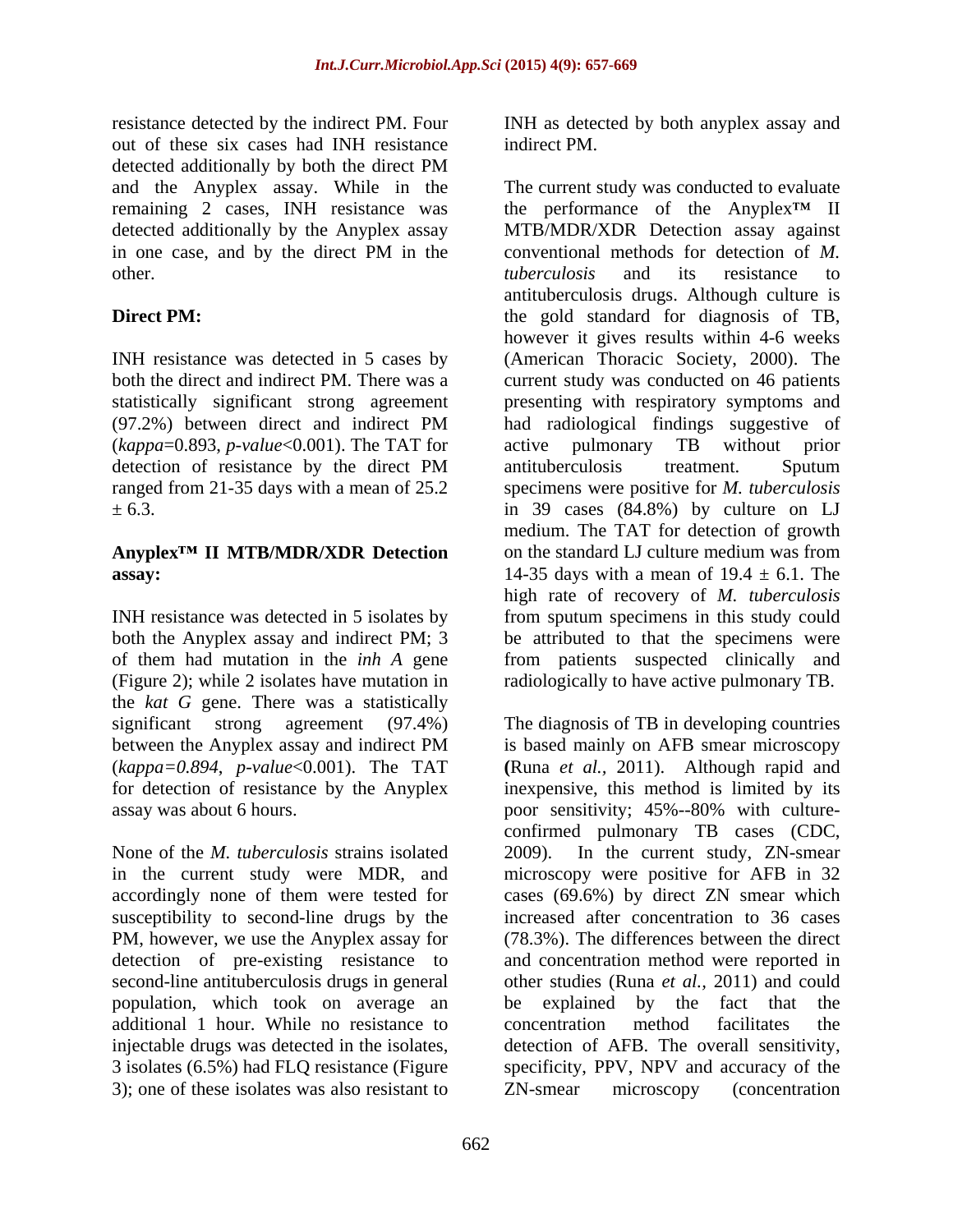resistance detected by the indirect PM. Four out of these six cases had INH resistance detected additionally by both the direct PM and the Anyplex assay. While in the remaining 2 cases, INH resistance was detected additionally by the Anyplex assay in one case, and by the direct PM in the other.

**Direct PM:**

INH resistance was detected in 5 cases by both the direct and indirect PM. There was a statistically significant strong agreement (97.2%) between direct and indirect PM (*kappa*=0.893, *p-value*<0.001). The TAT for detection of resistance by the direct PM ranged from 21-35 days with a mean of 25.2 ± 6.3.

**Anyplex™ II MTB/MDR/XDR Detection assay:**

INH resistance was detected in 5 isolates by both the Anyplex assay and indirect PM; 3 of them had mutation in the *inh A* gene (Figure 2); while 2 isolates have mutation in the *kat G* gene. There was a statistically significant strong agreement (97.4%) between the Anyplex assay and indirect PM (*kappa=0.894*, *p-value*<0.001). The TAT for detection of resistance by the Anyplex assay was about 6 hours.

None of the *M. tuberculosis* strains isolated in the current study were MDR, and accordingly none of them were tested for susceptibility to second-line drugs by the PM, however, we use the Anyplex assay for detection of pre-existing resistance to second-line antituberculosis drugs in general population, which took on average an additional 1 hour. While no resistance to injectable drugs was detected in the isolates, 3 isolates (6.5%) had FLQ resistance (Figure 3); one of these isolates was also resistant to INH as detected by both anyplex assay and indirect PM.

The current study was conducted to evaluate the performance of the Anyplex™ II MTB/MDR/XDR Detection assay against conventional methods for detection of *M. tuberculosis* and its resistance to antituberculosis drugs. Although culture is the gold standard for diagnosis of TB, however it gives results within 4-6 weeks (American Thoracic Society, 2000). The current study was conducted on 46 patients presenting with respiratory symptoms and had radiological findings suggestive of active pulmonary TB without prior antituberculosis treatment. Sputum specimens were positive for *M. tuberculosis* in 39 cases (84.8%) by culture on LJ medium. The TAT for detection of growth on the standard LJ culture medium was from 14-35 days with a mean of 19.4 ± 6.1. The high rate of recovery of *M. tuberculosis* from sputum specimens in this study could be attributed to that the specimens were from patients suspected clinically and radiologically to have active pulmonary TB.

The diagnosis of TB in developing countries is based mainly on AFB smear microscopy **(**Runa *et al.,* 2011). Although rapid and inexpensive, this method is limited by its poor sensitivity; 45%--80% with culture-confirmed pulmonary TB cases (CDC, 2009). In the current study, ZN-smear microscopy were positive for AFB in 32 cases (69.6%) by direct ZN smear which increased after concentration to 36 cases (78.3%). The differences between the direct and concentration method were reported in other studies (Runa *et al.*, 2011) and could be explained by the fact that the concentration method facilitates the detection of AFB. The overall sensitivity, specificity, PPV, NPV and accuracy of the ZN-smear microscopy (concentration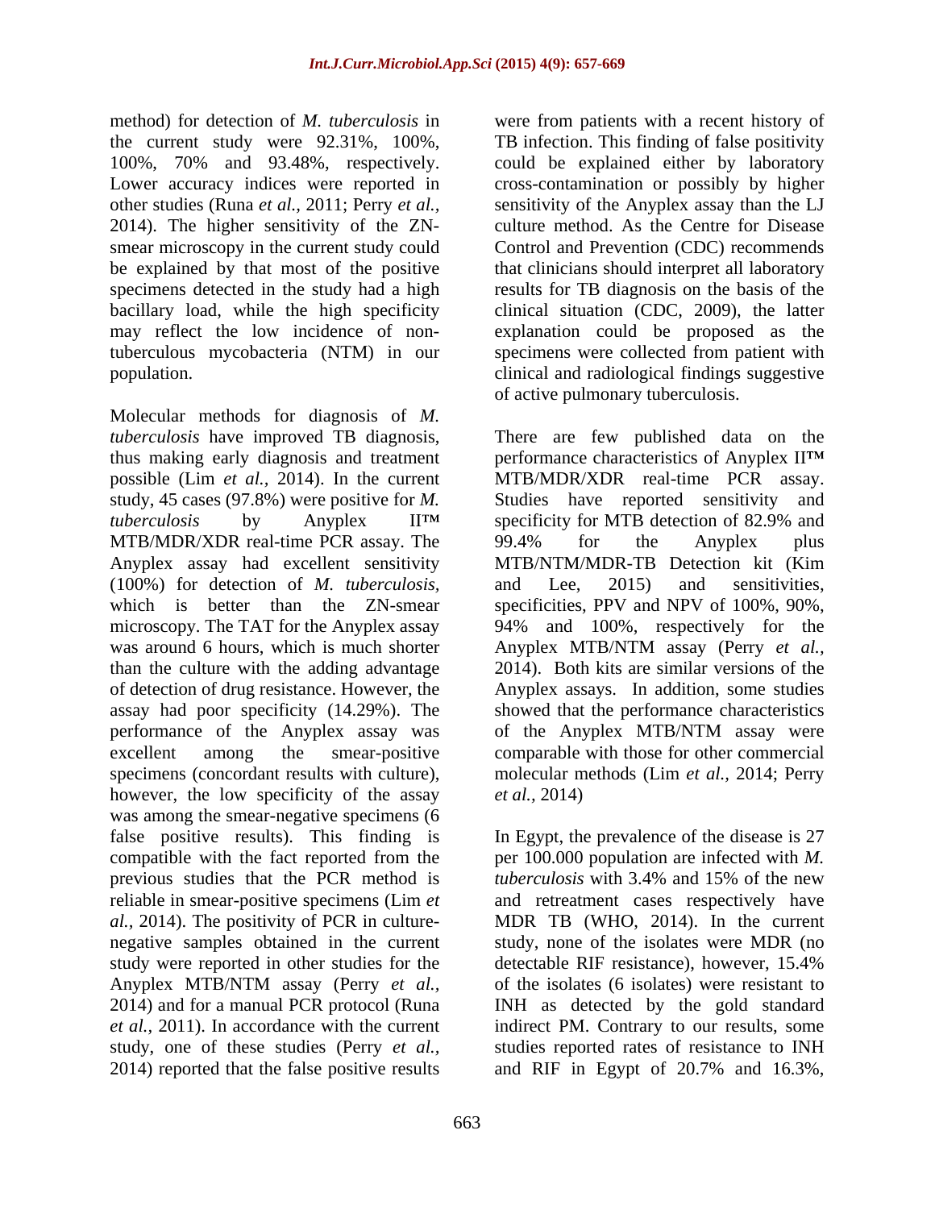method) for detection of *M. tuberculosis* in the current study were 92.31%, 100%, 100%, 70% and 93.48%, respectively. Lower accuracy indices were reported in other studies (Runa *et al.*, 2011; Perry *et al.*, 2014). The higher sensitivity of the ZN-smear microscopy in the current study could be explained by that most of the positive specimens detected in the study had a high bacillary load, while the high specificity may reflect the low incidence of non-tuberculous mycobacteria (NTM) in our population.

Molecular methods for diagnosis of *M. tuberculosis* have improved TB diagnosis, thus making early diagnosis and treatment possible (Lim *et al.*, 2014). In the current study, 45 cases (97.8%) were positive for *M. tuberculosis* by Anyplex II™ MTB/MDR/XDR real-time PCR assay. The Anyplex assay had excellent sensitivity (100%) for detection of *M. tuberculosis,* which is better than the ZN-smear microscopy. The TAT for the Anyplex assay was around 6 hours, which is much shorter than the culture with the adding advantage of detection of drug resistance. However, the assay had poor specificity (14.29%). The performance of the Anyplex assay was excellent among the smear-positive specimens (concordant results with culture), however, the low specificity of the assay was among the smear-negative specimens (6 false positive results). This finding is compatible with the fact reported from the previous studies that the PCR method is reliable in smear-positive specimens (Lim *et al.*, 2014). The positivity of PCR in culture-negative samples obtained in the current study were reported in other studies for the Anyplex MTB/NTM assay (Perry *et al.*, 2014) and for a manual PCR protocol (Runa *et al.*, 2011). In accordance with the current study, one of these studies (Perry *et al.*, 2014) reported that the false positive results were from patients with a recent history of TB infection. This finding of false positivity could be explained either by laboratory cross-contamination or possibly by higher sensitivity of the Anyplex assay than the LJ culture method. As the Centre for Disease Control and Prevention (CDC) recommends that clinicians should interpret all laboratory results for TB diagnosis on the basis of the clinical situation (CDC, 2009), the latter explanation could be proposed as the specimens were collected from patient with clinical and radiological findings suggestive of active pulmonary tuberculosis.

There are few published data on the performance characteristics of Anyplex II™ MTB/MDR/XDR real-time PCR assay. Studies have reported sensitivity and specificity for MTB detection of 82.9% and 99.4% for the Anyplex plus MTB/NTM/MDR-TB Detection kit (Kim and Lee, 2015) and sensitivities, specificities, PPV and NPV of 100%, 90%, 94% and 100%, respectively for the Anyplex MTB/NTM assay (Perry *et al.,* 2014). Both kits are similar versions of the Anyplex assays. In addition, some studies showed that the performance characteristics of the Anyplex MTB/NTM assay were comparable with those for other commercial molecular methods (Lim *et al.,* 2014; Perry *et al.,* 2014)

In Egypt, the prevalence of the disease is 27 per 100.000 population are infected with *M. tuberculosis* with 3.4% and 15% of the new and retreatment cases respectively have MDR TB (WHO, 2014). In the current study, none of the isolates were MDR (no detectable RIF resistance), however, 15.4% of the isolates (6 isolates) were resistant to INH as detected by the gold standard indirect PM. Contrary to our results, some studies reported rates of resistance to INH and RIF in Egypt of 20.7% and 16.3%,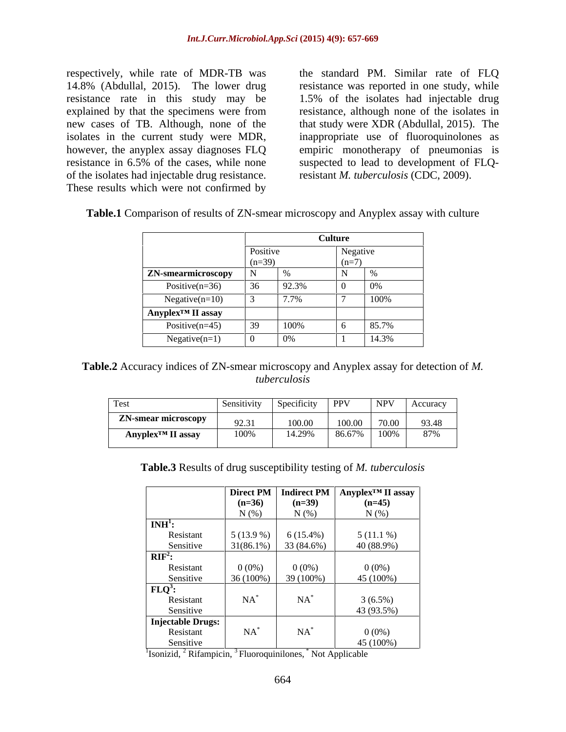respectively, while rate of MDR-TB was 14.8% (Abdullal, 2015). The lower drug resistance rate in this study may be explained by that the specimens were from new cases of TB. Although, none of the isolates in the current study were MDR, however, the anyplex assay diagnoses FLQ resistance in 6.5% of the cases, while none of the isolates had injectable drug resistance. These results which were not confirmed by the standard PM. Similar rate of FLQ resistance was reported in one study, while 1.5% of the isolates had injectable drug resistance, although none of the isolates in that study were XDR (Abdullal, 2015). The inappropriate use of fluoroquinolones as empiric monotherapy of pneumonias is suspected to lead to development of FLQ-resistant *M. tuberculosis* (CDC, 2009).

**Table.1** Comparison of results of ZN-smear microscopy and Anyplex assay with culture

| | Culture | | | |
|---|---|---|---|---|
| | Positive (n=39) | | Negative (n=7) | |
| **ZN-smearmicroscopy** | N | % | N | % |
| Positive(n=36) | 36 | 92.3% | 0 | 0% |
| Negative(n=10) | 3 | 7.7% | 7 | 100% |
| **Anyplex™ II assay** | | | | |
| Positive(n=45) | 39 | 100% | 6 | 85.7% |
| Negative(n=1) | 0 | 0% | 1 | 14.3% |

**Table.2** Accuracy indices of ZN-smear microscopy and Anyplex assay for detection of *M. tuberculosis*

| Test | Sensitivity | Specificity | PPV | NPV | Accuracy |
|---|---|---|---|---|---|
| **ZN-smear microscopy** | 92.31 | 100.00 | 100.00 | 70.00 | 93.48 |
| **Anyplex™ II assay** | 100% | 14.29% | 86.67% | 100% | 87% |

**Table.3** Results of drug susceptibility testing of *M. tuberculosis*

| | **Direct PM (n=36)** N (%) | **Indirect PM (n=39)** N (%) | **Anyplex™ II assay (n=45)** N (%) |
|---|---|---|---|
| **INH[1]:** | | | |
| Resistant | 5 (13.9 %) | 6 (15.4%) | 5 (11.1 %) |
| Sensitive | 31(86.1%) | 33 (84.6%) | 40 (88.9%) |
| **RIF[2]:** | | | |
| Resistant | 0 (0%) | 0 (0%) | 0 (0%) |
| Sensitive | 36 (100%) | 39 (100%) | 45 (100%) |
| **FLQ[3]:** | | | |
| Resistant | NA[*] | NA[*] | 3 (6.5%) |
| Sensitive | | | 43 (93.5%) |
| **Injectable Drugs:** | | | |
| Resistant | NA[*] | NA[*] | 0 (0%) |
| Sensitive | | | 45 (100%) |

[1]Isonizid, [2] Rifampicin, [3] Fluoroquinilones, [*] Not Applicable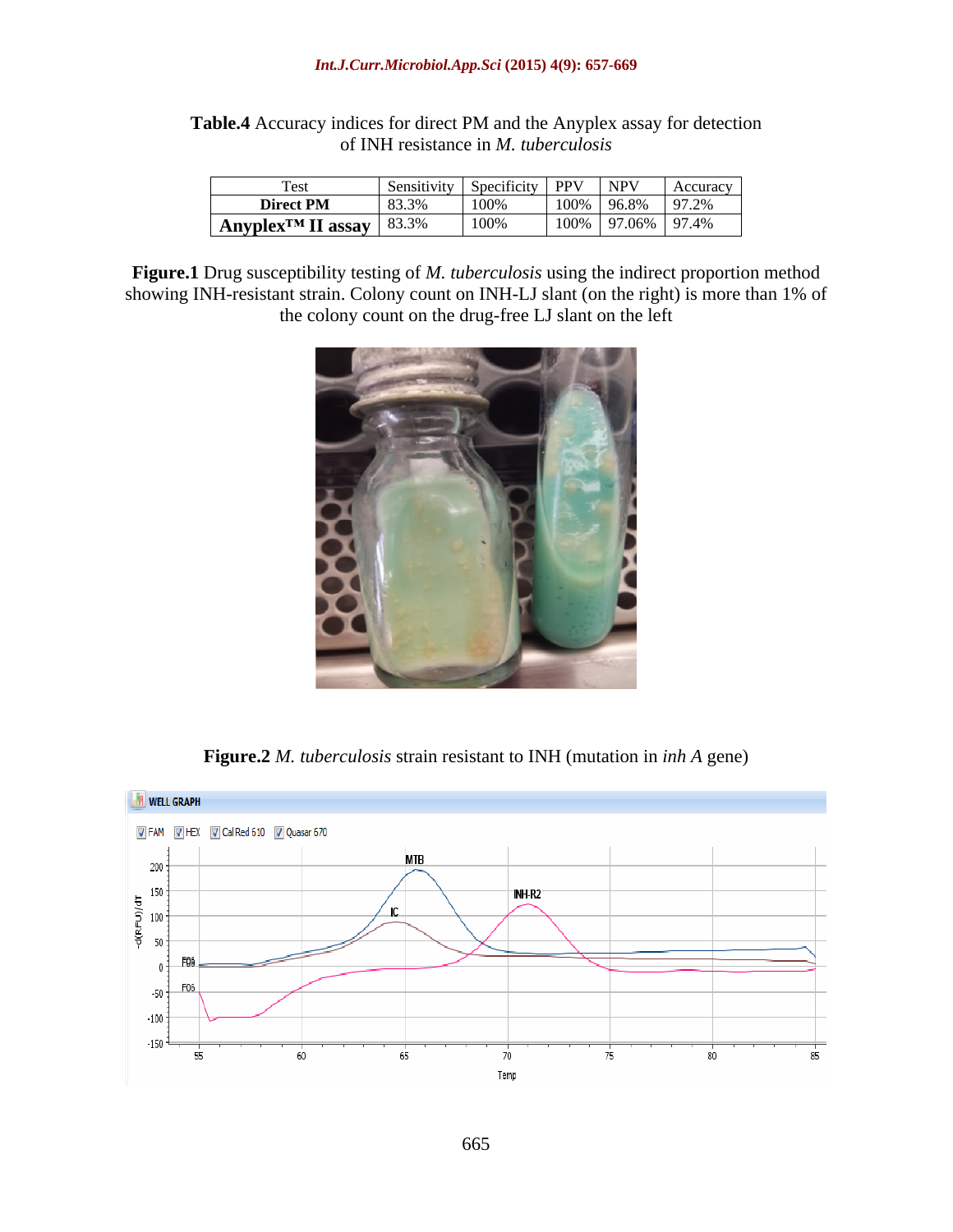**Table.4** Accuracy indices for direct PM and the Anyplex assay for detection of INH resistance in *M. tuberculosis*

| Test | Sensitivity | Specificity | PPV | NPV | Accuracy |
|---|---|---|---|---|---|
| **Direct PM** | 83.3% | 100% | 100% | 96.8% | 97.2% |
| **Anyplex™ II assay** | 83.3% | 100% | 100% | 97.06% | 97.4% |

**Figure.1** Drug susceptibility testing of *M. tuberculosis* using the indirect proportion method showing INH-resistant strain. Colony count on INH-LJ slant (on the right) is more than 1% of the colony count on the drug-free LJ slant on the left

**Figure.2** *M. tuberculosis* strain resistant to INH (mutation in *inh A* gene)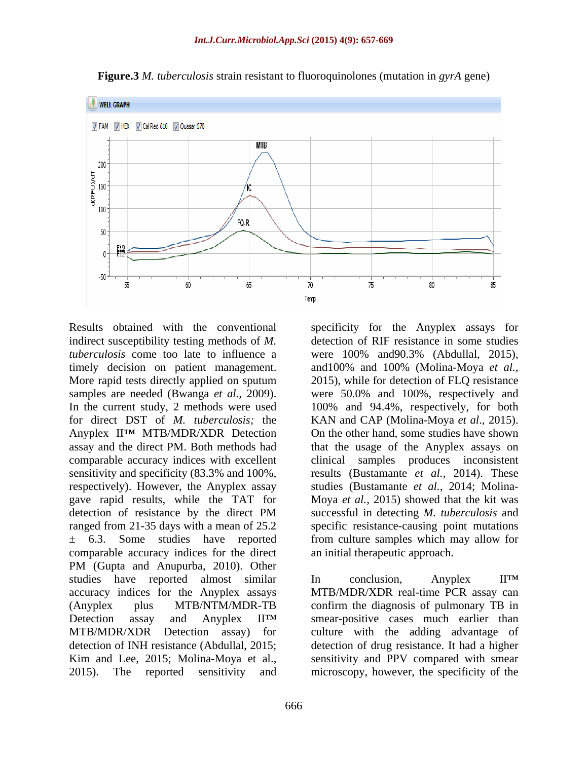**Figure.3** *M. tuberculosis* strain resistant to fluoroquinolones (mutation in *gyrA* gene)

Results obtained with the conventional indirect susceptibility testing methods of *M. tuberculosis* come too late to influence a timely decision on patient management. More rapid tests directly applied on sputum samples are needed (Bwanga *et al.,* 2009). In the current study, 2 methods were used for direct DST of *M. tuberculosis;* the Anyplex II™ MTB/MDR/XDR Detection assay and the direct PM. Both methods had comparable accuracy indices with excellent sensitivity and specificity (83.3% and 100%, respectively). However, the Anyplex assay gave rapid results, while the TAT for detection of resistance by the direct PM ranged from 21-35 days with a mean of 25.2 ± 6.3. Some studies have reported comparable accuracy indices for the direct PM (Gupta and Anupurba, 2010). Other studies have reported almost similar accuracy indices for the Anyplex assays (Anyplex plus MTB/NTM/MDR-TB Detection assay and Anyplex II™ MTB/MDR/XDR Detection assay) for detection of INH resistance (Abdullal, 2015; Kim and Lee, 2015; Molina-Moya et al., 2015). The reported sensitivity and specificity for the Anyplex assays for detection of RIF resistance in some studies were 100% and90.3% (Abdullal, 2015), and100% and 100% (Molina-Moya *et al.*, 2015), while for detection of FLQ resistance were 50.0% and 100%, respectively and 100% and 94.4%, respectively, for both KAN and CAP (Molina-Moya *et al*., 2015). On the other hand, some studies have shown that the usage of the Anyplex assays on clinical samples produces inconsistent results (Bustamante *et al.,* 2014). These studies (Bustamante *et al.,* 2014; Molina-Moya *et al.,* 2015) showed that the kit was successful in detecting *M. tuberculosis* and specific resistance-causing point mutations from culture samples which may allow for an initial therapeutic approach.

In conclusion, Anyplex II™ MTB/MDR/XDR real-time PCR assay can confirm the diagnosis of pulmonary TB in smear-positive cases much earlier than culture with the adding advantage of detection of drug resistance. It had a higher sensitivity and PPV compared with smear microscopy, however, the specificity of the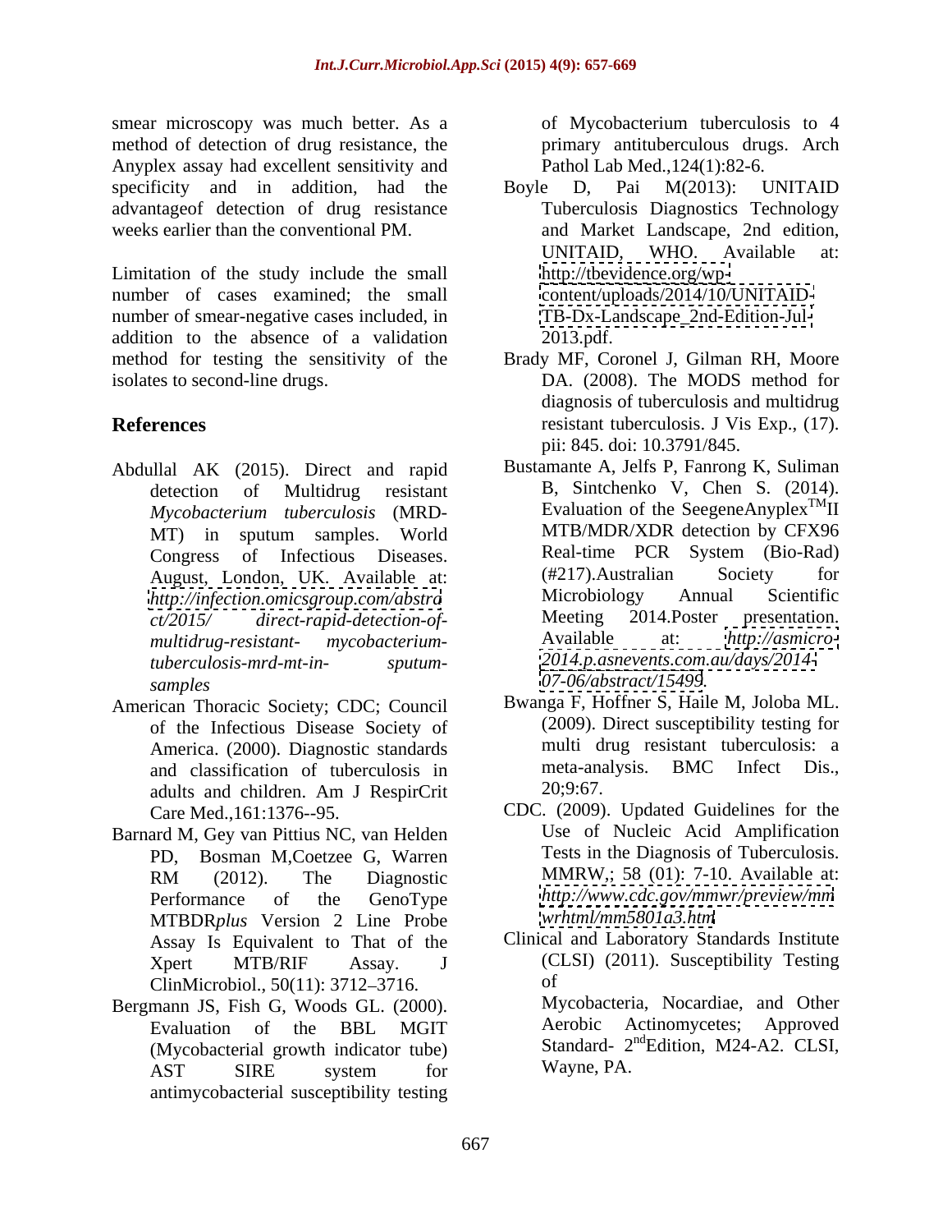smear microscopy was much better. As a method of detection of drug resistance, the Anyplex assay had excellent sensitivity and specificity and in addition, had the advantageof detection of drug resistance weeks earlier than the conventional PM.

Limitation of the study include the small number of cases examined; the small number of smear-negative cases included, in addition to the absence of a validation method for testing the sensitivity of the isolates to second-line drugs.

## References

Abdullal AK (2015). Direct and rapid detection of Multidrug resistant *Mycobacterium tuberculosis* (MRD-MT) in sputum samples. World Congress of Infectious Diseases. August, London, UK. Available at: *http://infection.omicsgroup.com/abstract/2015/ direct-rapid-detection-of-multidrug-resistant- mycobacterium-tuberculosis-mrd-mt-in- sputum-samples*

American Thoracic Society; CDC; Council of the Infectious Disease Society of America. (2000). Diagnostic standards and classification of tuberculosis in adults and children. Am J RespirCrit Care Med.,161:1376--95.

Barnard M, Gey van Pittius NC, van Helden PD, Bosman M,Coetzee G, Warren RM (2012). The Diagnostic Performance of the GenoType MTBDR*plus* Version 2 Line Probe Assay Is Equivalent to That of the Xpert MTB/RIF Assay. J ClinMicrobiol., 50(11): 3712–3716.

Bergmann JS, Fish G, Woods GL. (2000). Evaluation of the BBL MGIT (Mycobacterial growth indicator tube) AST SIRE system for antimycobacterial susceptibility testing of Mycobacterium tuberculosis to 4 primary antituberculous drugs. Arch Pathol Lab Med.,124(1):82-6.

Boyle D, Pai M(2013): UNITAID Tuberculosis Diagnostics Technology and Market Landscape, 2nd edition, UNITAID, WHO. Available at: http://tbevidence.org/wp-content/uploads/2014/10/UNITAID-TB-Dx-Landscape_2nd-Edition-Jul-2013.pdf.

Brady MF, Coronel J, Gilman RH, Moore DA. (2008). The MODS method for diagnosis of tuberculosis and multidrug resistant tuberculosis. J Vis Exp., (17). pii: 845. doi: 10.3791/845.

Bustamante A, Jelfs P, Fanrong K, Suliman B, Sintchenko V, Chen S. (2014). Evaluation of the SeegeneAnyplex™II MTB/MDR/XDR detection by CFX96 Real-time PCR System (Bio-Rad) (#217).Australian Society for Microbiology Annual Scientific Meeting 2014.Poster presentation. Available at: *http://asmicro-2014.p.asnevents.com.au/days/2014-07-06/abstract/15499*.

Bwanga F, Hoffner S, Haile M, Joloba ML. (2009). Direct susceptibility testing for multi drug resistant tuberculosis: a meta-analysis. BMC Infect Dis., 20;9:67.

CDC. (2009). Updated Guidelines for the Use of Nucleic Acid Amplification Tests in the Diagnosis of Tuberculosis. MMRW,; 58 (01): 7-10. Available at: *http://www.cdc.gov/mmwr/preview/mmwrhtml/mm5801a3.htm*

Clinical and Laboratory Standards Institute (CLSI) (2011). Susceptibility Testing of Mycobacteria, Nocardiae, and Other Aerobic Actinomycetes; Approved Standard- 2nd Edition, M24-A2. CLSI, Wayne, PA.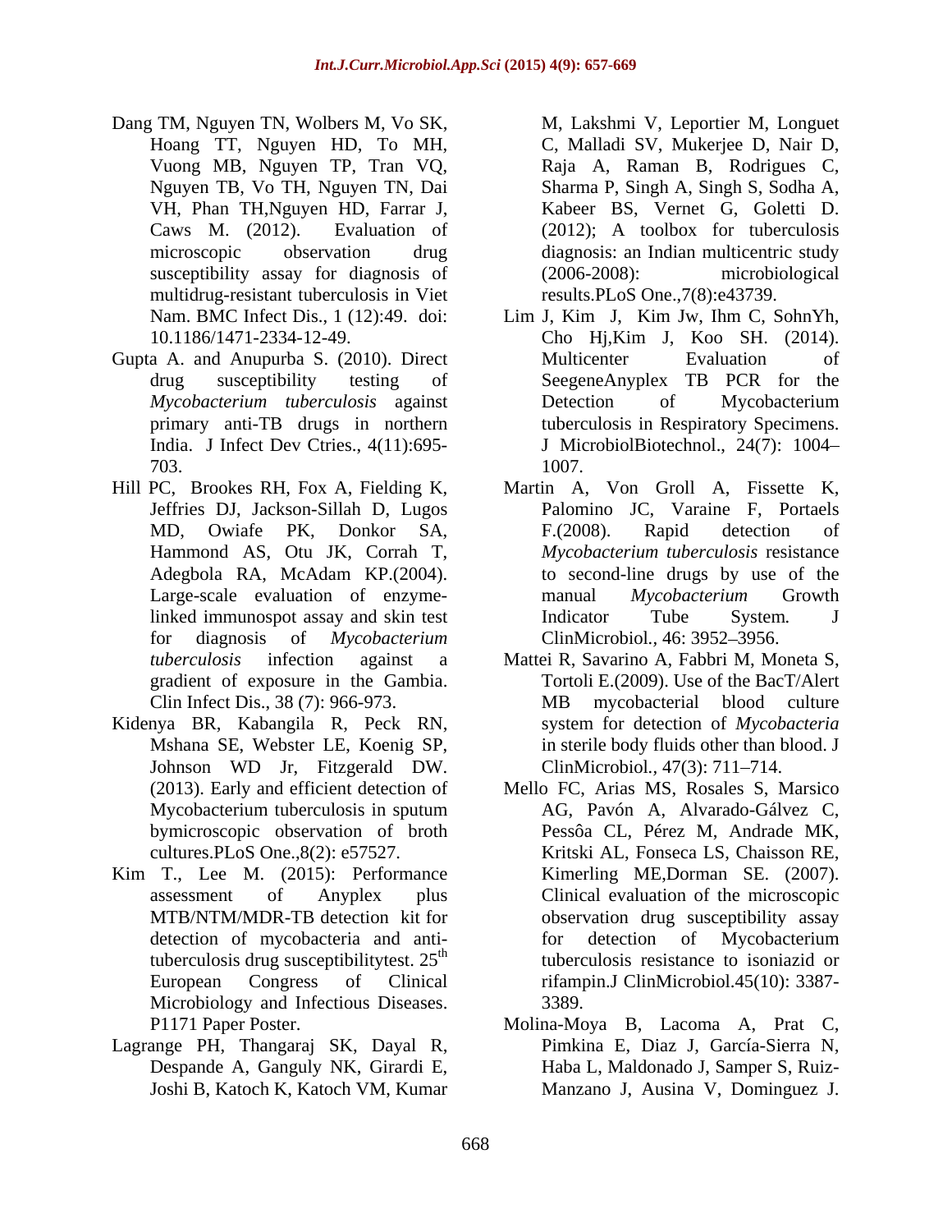Dang TM, Nguyen TN, Wolbers M, Vo SK, Hoang TT, Nguyen HD, To MH, Vuong MB, Nguyen TP, Tran VQ, Nguyen TB, Vo TH, Nguyen TN, Dai VH, Phan TH,Nguyen HD, Farrar J, Caws M. (2012). Evaluation of microscopic observation drug susceptibility assay for diagnosis of multidrug-resistant tuberculosis in Viet Nam. BMC Infect Dis., 1 (12):49. doi: 10.1186/1471-2334-12-49.

Gupta A. and Anupurba S. (2010). Direct drug susceptibility testing of *Mycobacterium tuberculosis* against primary anti-TB drugs in northern India. J Infect Dev Ctries., 4(11):695-703.

Hill PC, Brookes RH, Fox A, Fielding K, Jeffries DJ, Jackson-Sillah D, Lugos MD, Owiafe PK, Donkor SA, Hammond AS, Otu JK, Corrah T, Adegbola RA, McAdam KP.(2004). Large-scale evaluation of enzyme-linked immunospot assay and skin test for diagnosis of *Mycobacterium tuberculosis* infection against a gradient of exposure in the Gambia. Clin Infect Dis., 38 (7): 966-973.

Kidenya BR, Kabangila R, Peck RN, Mshana SE, Webster LE, Koenig SP, Johnson WD Jr, Fitzgerald DW. (2013). Early and efficient detection of Mycobacterium tuberculosis in sputum bymicroscopic observation of broth cultures.PLoS One.,8(2): e57527.

Kim T., Lee M. (2015): Performance assessment of Anyplex plus MTB/NTM/MDR-TB detection kit for detection of mycobacteria and anti-tuberculosis drug susceptibilitytest. 25th European Congress of Clinical Microbiology and Infectious Diseases. P1171 Paper Poster.

Lagrange PH, Thangaraj SK, Dayal R, Despande A, Ganguly NK, Girardi E, Joshi B, Katoch K, Katoch VM, Kumar M, Lakshmi V, Leportier M, Longuet C, Malladi SV, Mukerjee D, Nair D, Raja A, Raman B, Rodrigues C, Sharma P, Singh A, Singh S, Sodha A, Kabeer BS, Vernet G, Goletti D. (2012); A toolbox for tuberculosis diagnosis: an Indian multicentric study (2006-2008): microbiological results.PLoS One.,7(8):e43739.

Lim J, Kim J, Kim Jw, Ihm C, SohnYh, Cho Hj,Kim J, Koo SH. (2014). Multicenter Evaluation of SeegeneAnyplex TB PCR for the Detection of Mycobacterium tuberculosis in Respiratory Specimens. J MicrobiolBiotechnol., 24(7): 1004–1007.

Martin A, Von Groll A, Fissette K, Palomino JC, Varaine F, Portaels F.(2008). Rapid detection of *Mycobacterium tuberculosis* resistance to second-line drugs by use of the manual *Mycobacterium* Growth Indicator Tube System*.* J ClinMicrobiol*.*, 46: 3952–3956.

Mattei R, Savarino A, Fabbri M, Moneta S, Tortoli E.(2009). Use of the BacT/Alert MB mycobacterial blood culture system for detection of *Mycobacteria* in sterile body fluids other than blood. J ClinMicrobiol*.*, 47(3): 711–714.

Mello FC, Arias MS, Rosales S, Marsico AG, Pavón A, Alvarado-Gálvez C, Pessôa CL, Pérez M, Andrade MK, Kritski AL, Fonseca LS, Chaisson RE, Kimerling ME,Dorman SE. (2007). Clinical evaluation of the microscopic observation drug susceptibility assay for detection of Mycobacterium tuberculosis resistance to isoniazid or rifampin.J ClinMicrobiol.45(10): 3387-3389.

Molina-Moya B, Lacoma A, Prat C, Pimkina E, Diaz J, García-Sierra N, Haba L, Maldonado J, Samper S, Ruiz-Manzano J, Ausina V, Dominguez J.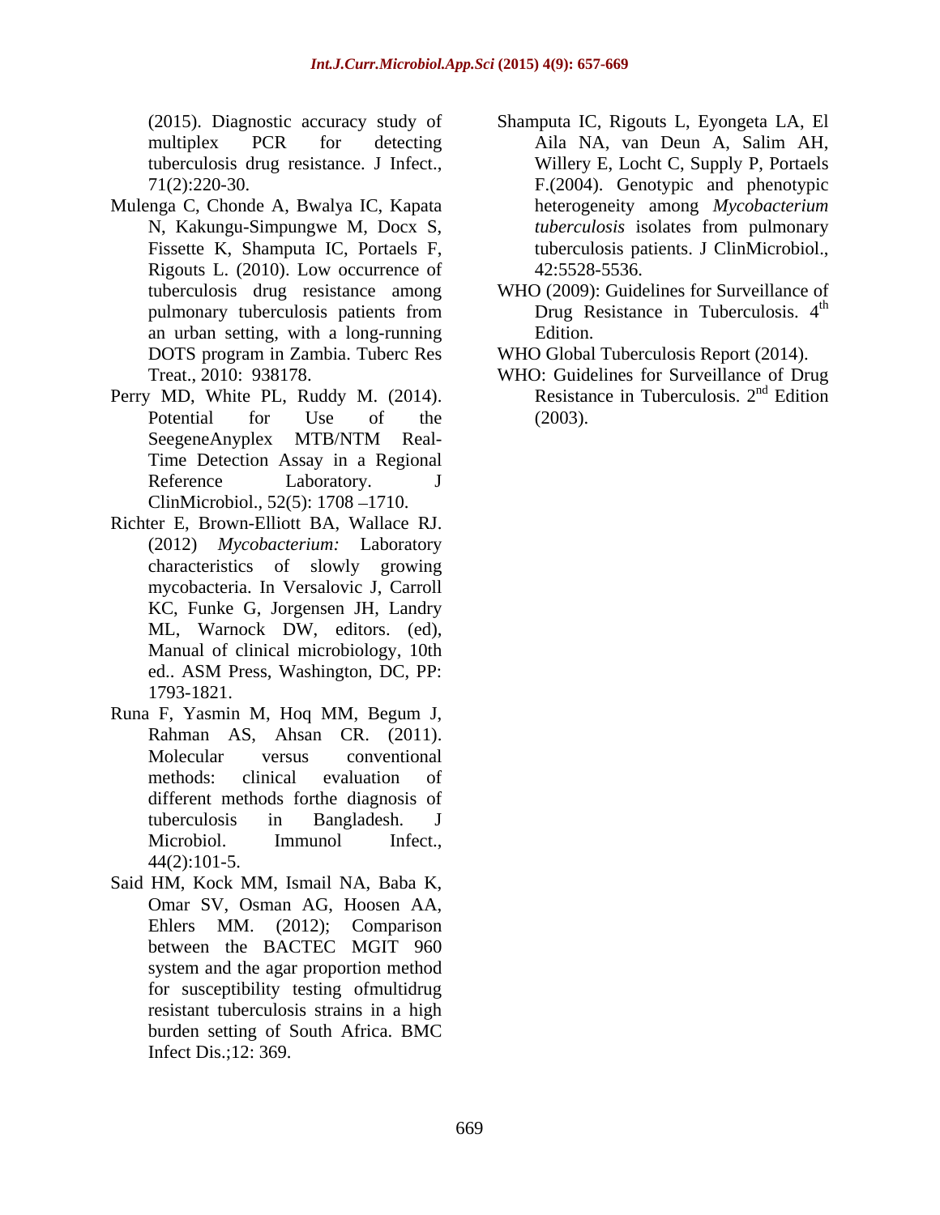(2015). Diagnostic accuracy study of multiplex PCR for detecting tuberculosis drug resistance. J Infect., 71(2):220-30.

Mulenga C, Chonde A, Bwalya IC, Kapata N, Kakungu-Simpungwe M, Docx S, Fissette K, Shamputa IC, Portaels F, Rigouts L. (2010). Low occurrence of tuberculosis drug resistance among pulmonary tuberculosis patients from an urban setting, with a long-running DOTS program in Zambia. Tuberc Res Treat., 2010: 938178.

Perry MD, White PL, Ruddy M. (2014). Potential for Use of the SeegeneAnyplex MTB/NTM Real-Time Detection Assay in a Regional Reference Laboratory. J ClinMicrobiol., 52(5): 1708 –1710.

Richter E, Brown-Elliott BA, Wallace RJ. (2012) *Mycobacterium:* Laboratory characteristics of slowly growing mycobacteria. In Versalovic J, Carroll KC, Funke G, Jorgensen JH, Landry ML, Warnock DW, editors. (ed), Manual of clinical microbiology, 10th ed.. ASM Press, Washington, DC, PP: 1793-1821.

Runa F, Yasmin M, Hoq MM, Begum J, Rahman AS, Ahsan CR. (2011). Molecular versus conventional methods: clinical evaluation of different methods forthe diagnosis of tuberculosis in Bangladesh. J Microbiol. Immunol Infect., 44(2):101-5.

Said HM, Kock MM, Ismail NA, Baba K, Omar SV, Osman AG, Hoosen AA, Ehlers MM. (2012); Comparison between the BACTEC MGIT 960 system and the agar proportion method for susceptibility testing ofmultidrug resistant tuberculosis strains in a high burden setting of South Africa. BMC Infect Dis.;12: 369.

Shamputa IC, Rigouts L, Eyongeta LA, El Aila NA, van Deun A, Salim AH, Willery E, Locht C, Supply P, Portaels F.(2004). Genotypic and phenotypic heterogeneity among *Mycobacterium tuberculosis* isolates from pulmonary tuberculosis patients. J ClinMicrobiol., 42:5528-5536.

WHO (2009): Guidelines for Surveillance of Drug Resistance in Tuberculosis. 4th Edition.

WHO Global Tuberculosis Report (2014).

WHO: Guidelines for Surveillance of Drug Resistance in Tuberculosis. 2nd Edition (2003).